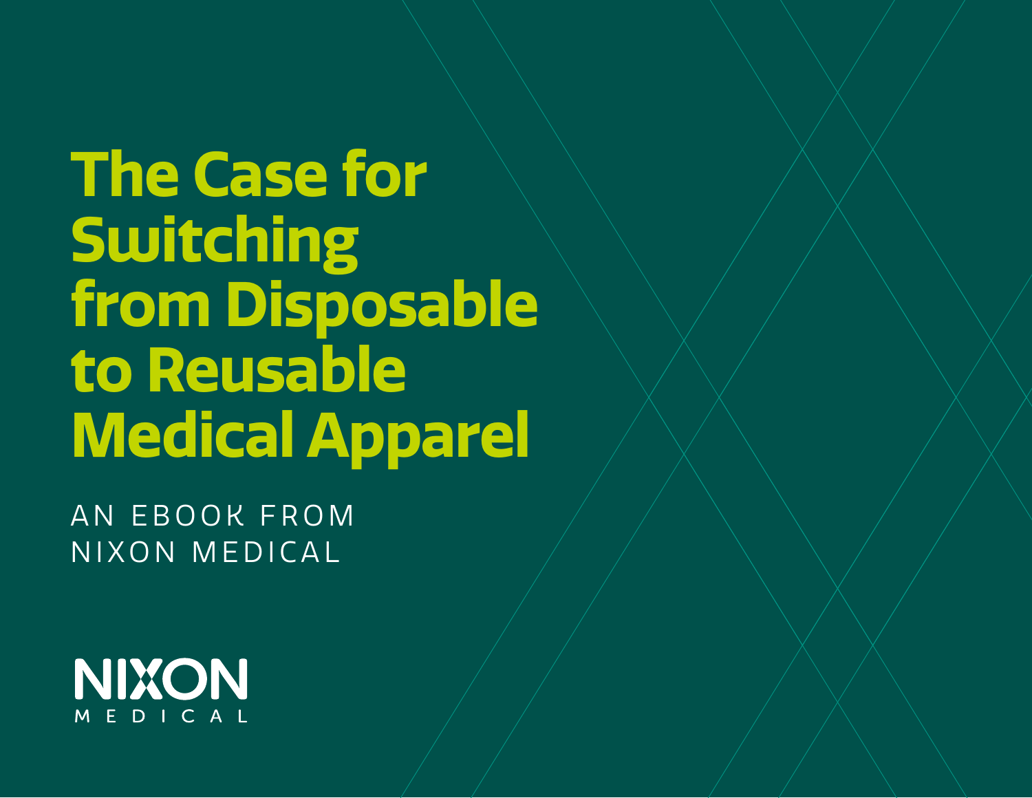# The Case for Switching from Disposable to Reusable Medical Apparel

AN EBOOK FROM NIXON MEDICAL

NIXON MEDICAL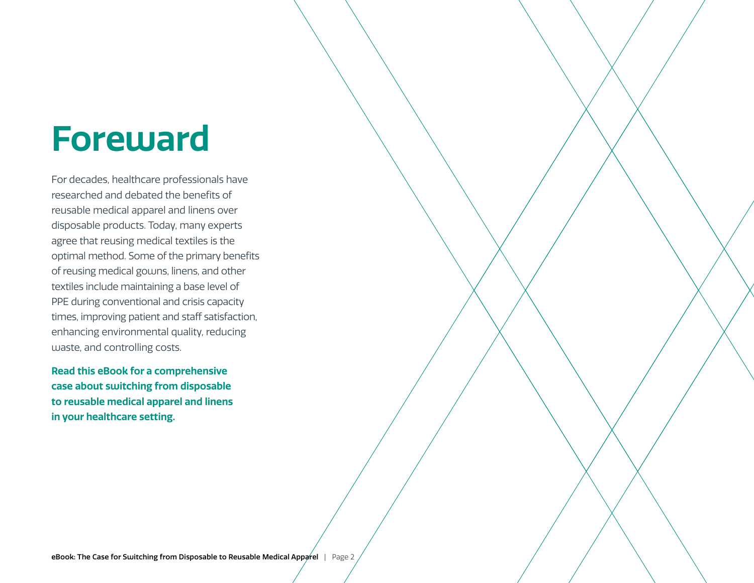# Foreward

For decades, healthcare professionals have researched and debated the benefits of reusable medical apparel and linens over disposable products. Today, many experts agree that reusing medical textiles is the optimal method. Some of the primary benefits of reusing medical gowns, linens, and other textiles include maintaining a base level of PPE during conventional and crisis capacity times, improving patient and staff satisfaction, enhancing environmental quality, reducing waste, and controlling costs.

**Read this eBook for a comprehensive case about switching from disposable to reusable medical apparel and linens in your healthcare setting.**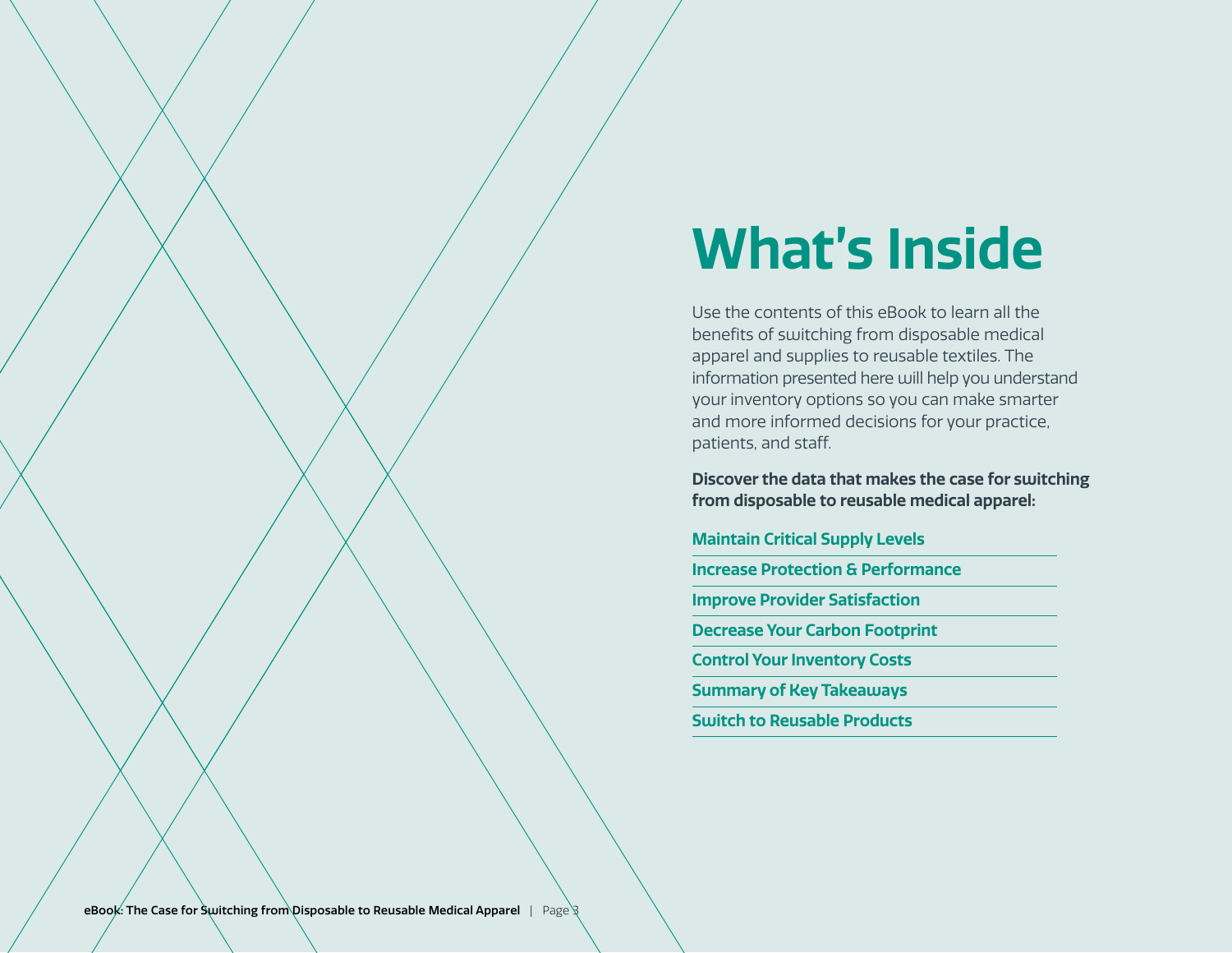# What's Inside

Use the contents of this eBook to learn all the benefits of switching from disposable medical apparel and supplies to reusable textiles. The information presented here will help you understand your inventory options so you can make smarter and more informed decisions for your practice, patients, and staff.

**Discover the data that makes the case for switching from disposable to reusable medical apparel:**

- **Maintain Critical Supply Levels**
- **Increase Protection & Performance**
- **Improve Provider Satisfaction**
- **Decrease Your Carbon Footprint**
- **Control Your Inventory Costs**
- **Summary of Key Takeaways**
- **Switch to Reusable Products**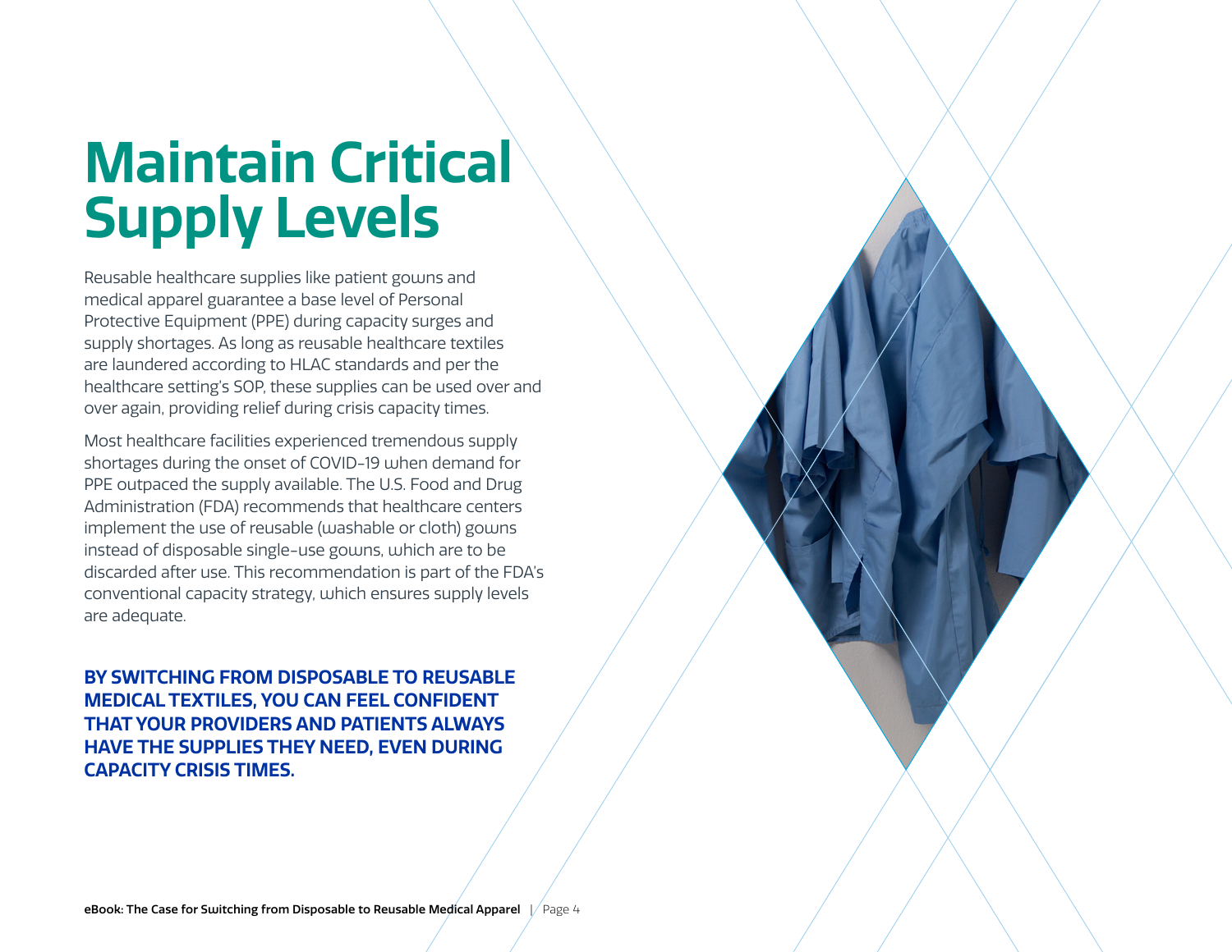# Maintain Critical Supply Levels

Reusable healthcare supplies like patient gowns and medical apparel guarantee a base level of Personal Protective Equipment (PPE) during capacity surges and supply shortages. As long as reusable healthcare textiles are laundered according to HLAC standards and per the healthcare setting's SOP, these supplies can be used over and over again, providing relief during crisis capacity times.

Most healthcare facilities experienced tremendous supply shortages during the onset of COVID-19 when demand for PPE outpaced the supply available. The U.S. Food and Drug Administration (FDA) recommends that healthcare centers implement the use of reusable (washable or cloth) gowns instead of disposable single-use gowns, which are to be discarded after use. This recommendation is part of the FDA's conventional capacity strategy, which ensures supply levels are adequate.

**BY SWITCHING FROM DISPOSABLE TO REUSABLE MEDICAL TEXTILES, YOU CAN FEEL CONFIDENT THAT YOUR PROVIDERS AND PATIENTS ALWAYS HAVE THE SUPPLIES THEY NEED, EVEN DURING CAPACITY CRISIS TIMES.**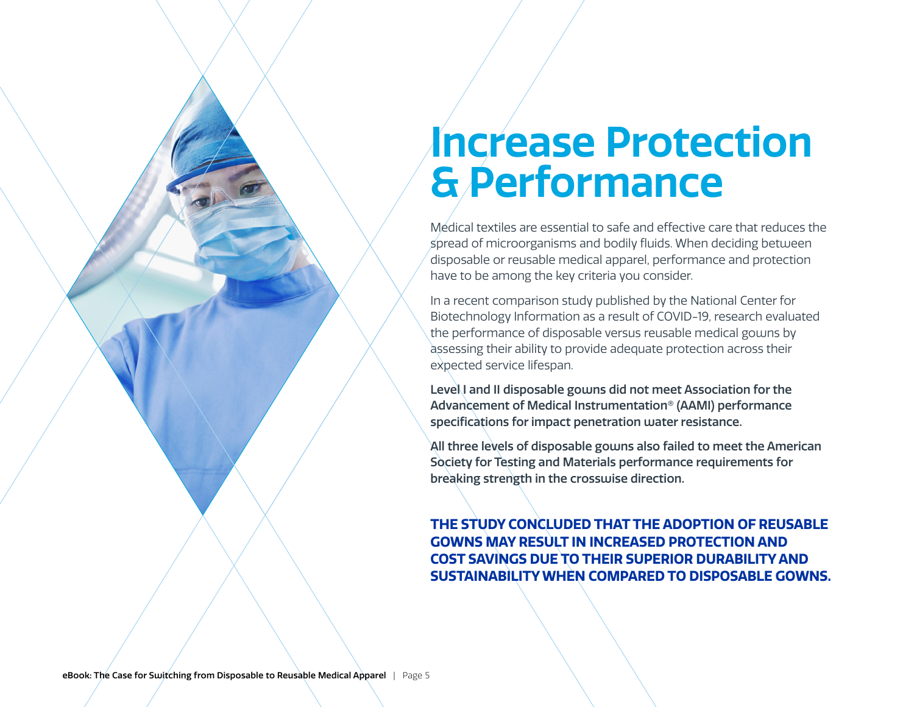# Increase Protection & Performance

Medical textiles are essential to safe and effective care that reduces the spread of microorganisms and bodily fluids. When deciding between disposable or reusable medical apparel, performance and protection have to be among the key criteria you consider.

In a recent comparison study published by the National Center for Biotechnology Information as a result of COVID-19, research evaluated the performance of disposable versus reusable medical gowns by assessing their ability to provide adequate protection across their expected service lifespan.

**Level I and II disposable gowns did not meet Association for the Advancement of Medical Instrumentation® (AAMI) performance specifications for impact penetration water resistance.**

**All three levels of disposable gowns also failed to meet the American Society for Testing and Materials performance requirements for breaking strength in the crosswise direction.**

**THE STUDY CONCLUDED THAT THE ADOPTION OF REUSABLE GOWNS MAY RESULT IN INCREASED PROTECTION AND COST SAVINGS DUE TO THEIR SUPERIOR DURABILITY AND SUSTAINABILITY WHEN COMPARED TO DISPOSABLE GOWNS.**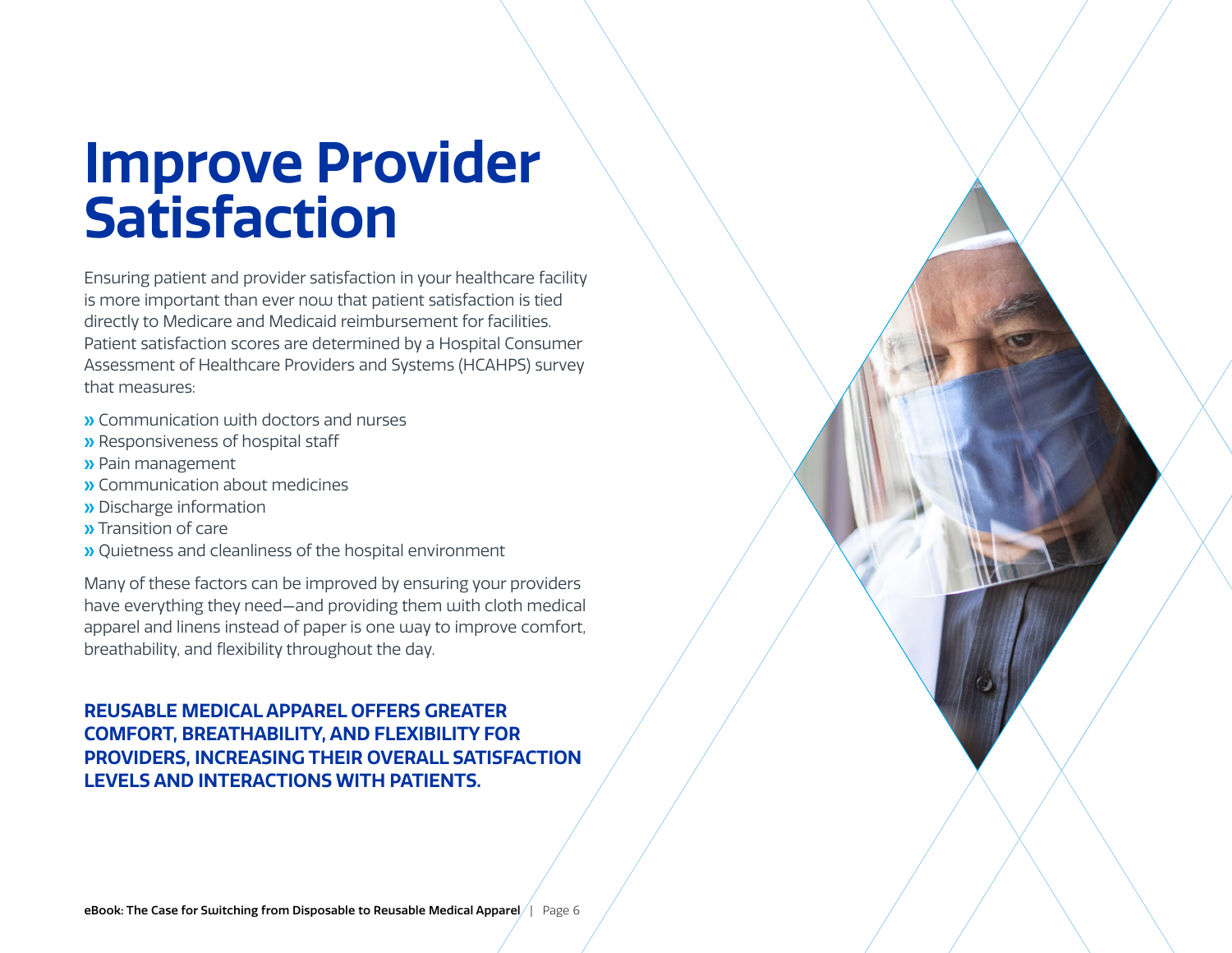# Improve Provider Satisfaction

Ensuring patient and provider satisfaction in your healthcare facility is more important than ever now that patient satisfaction is tied directly to Medicare and Medicaid reimbursement for facilities. Patient satisfaction scores are determined by a Hospital Consumer Assessment of Healthcare Providers and Systems (HCAHPS) survey that measures:

- Communication with doctors and nurses
- Responsiveness of hospital staff
- Pain management
- Communication about medicines
- Discharge information
- Transition of care
- Quietness and cleanliness of the hospital environment

Many of these factors can be improved by ensuring your providers have everything they need—and providing them with cloth medical apparel and linens instead of paper is one way to improve comfort, breathability, and flexibility throughout the day.

**REUSABLE MEDICAL APPAREL OFFERS GREATER COMFORT, BREATHABILITY, AND FLEXIBILITY FOR PROVIDERS, INCREASING THEIR OVERALL SATISFACTION LEVELS AND INTERACTIONS WITH PATIENTS.**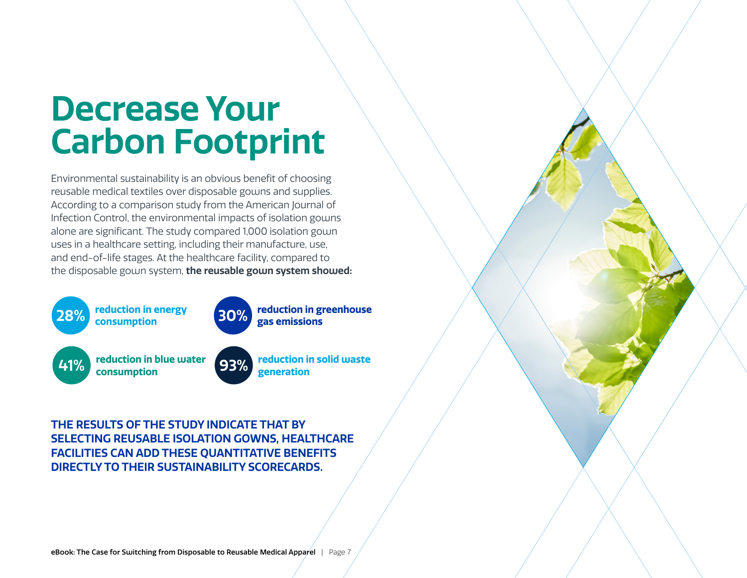# Decrease Your Carbon Footprint

Environmental sustainability is an obvious benefit of choosing reusable medical textiles over disposable gowns and supplies. According to a comparison study from the American Journal of Infection Control, the environmental impacts of isolation gowns alone are significant. The study compared 1,000 isolation gown uses in a healthcare setting, including their manufacture, use, and end-of-life stages. At the healthcare facility, compared to the disposable gown system, **the reusable gown system showed:**

- **28%** reduction in energy consumption
- **30%** reduction in greenhouse gas emissions
- **41%** reduction in blue water consumption
- **93%** reduction in solid waste generation

**THE RESULTS OF THE STUDY INDICATE THAT BY SELECTING REUSABLE ISOLATION GOWNS, HEALTHCARE FACILITIES CAN ADD THESE QUANTITATIVE BENEFITS DIRECTLY TO THEIR SUSTAINABILITY SCORECARDS.**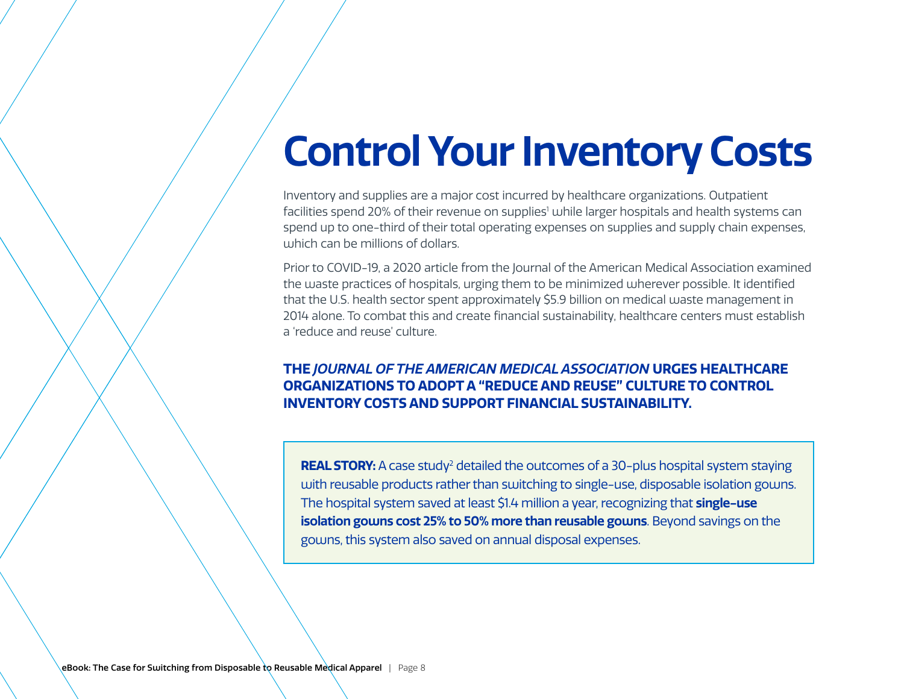# Control Your Inventory Costs

Inventory and supplies are a major cost incurred by healthcare organizations. Outpatient facilities spend 20% of their revenue on supplies[1] while larger hospitals and health systems can spend up to one-third of their total operating expenses on supplies and supply chain expenses, which can be millions of dollars.

Prior to COVID-19, a 2020 article from the Journal of the American Medical Association examined the waste practices of hospitals, urging them to be minimized wherever possible. It identified that the U.S. health sector spent approximately $5.9 billion on medical waste management in 2014 alone. To combat this and create financial sustainability, healthcare centers must establish a 'reduce and reuse' culture.

**THE *JOURNAL OF THE AMERICAN MEDICAL ASSOCIATION* URGES HEALTHCARE ORGANIZATIONS TO ADOPT A "REDUCE AND REUSE" CULTURE TO CONTROL INVENTORY COSTS AND SUPPORT FINANCIAL SUSTAINABILITY.**

**REAL STORY:** A case study[2] detailed the outcomes of a 30-plus hospital system staying with reusable products rather than switching to single-use, disposable isolation gowns. The hospital system saved at least $1.4 million a year, recognizing that **single-use isolation gowns cost 25% to 50% more than reusable gowns**. Beyond savings on the gowns, this system also saved on annual disposal expenses.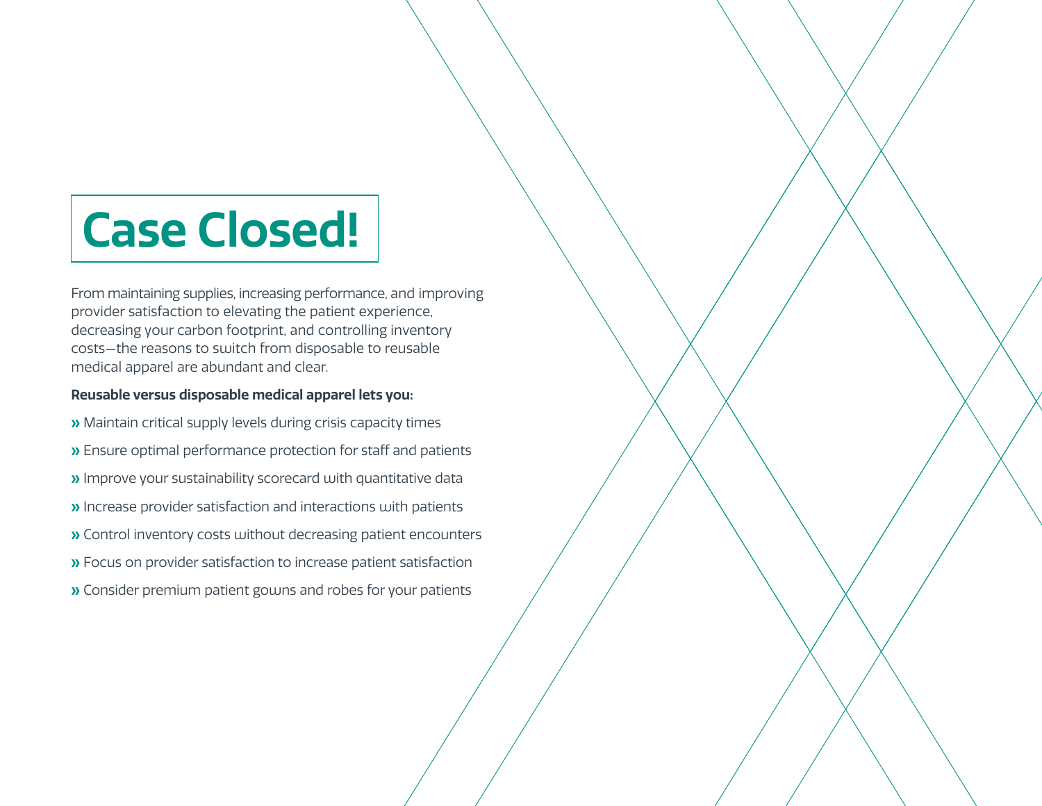# Case Closed!

From maintaining supplies, increasing performance, and improving provider satisfaction to elevating the patient experience, decreasing your carbon footprint, and controlling inventory costs—the reasons to switch from disposable to reusable medical apparel are abundant and clear.

**Reusable versus disposable medical apparel lets you:**

- Maintain critical supply levels during crisis capacity times
- Ensure optimal performance protection for staff and patients
- Improve your sustainability scorecard with quantitative data
- Increase provider satisfaction and interactions with patients
- Control inventory costs without decreasing patient encounters
- Focus on provider satisfaction to increase patient satisfaction
- Consider premium patient gowns and robes for your patients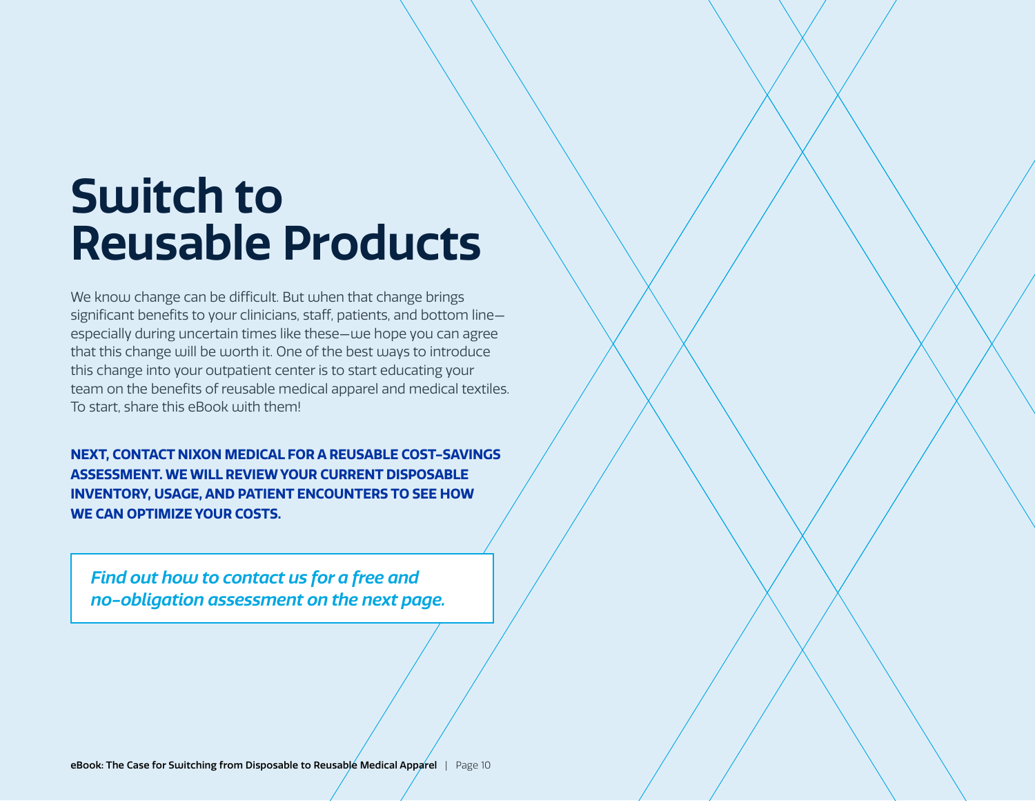# Switch to Reusable Products

We know change can be difficult. But when that change brings significant benefits to your clinicians, staff, patients, and bottom line—especially during uncertain times like these—we hope you can agree that this change will be worth it. One of the best ways to introduce this change into your outpatient center is to start educating your team on the benefits of reusable medical apparel and medical textiles. To start, share this eBook with them!

**NEXT, CONTACT NIXON MEDICAL FOR A REUSABLE COST-SAVINGS ASSESSMENT. WE WILL REVIEW YOUR CURRENT DISPOSABLE INVENTORY, USAGE, AND PATIENT ENCOUNTERS TO SEE HOW WE CAN OPTIMIZE YOUR COSTS.**

***Find out how to contact us for a free and no-obligation assessment on the next page.***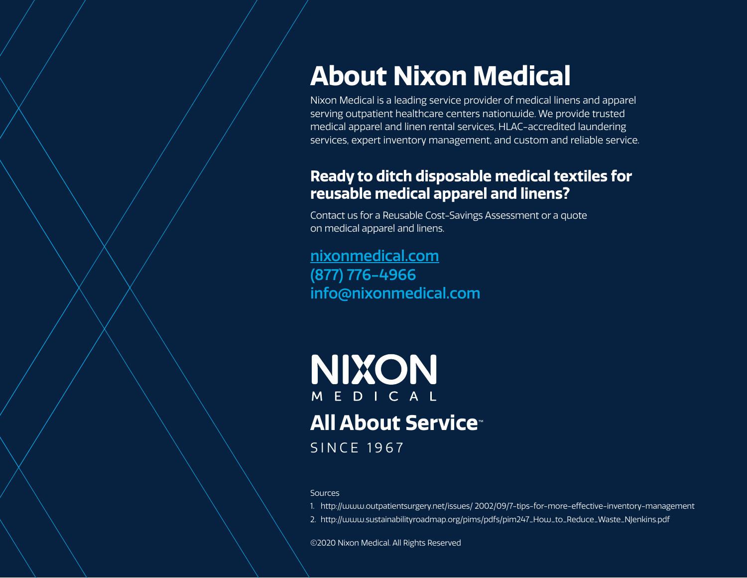# About Nixon Medical

Nixon Medical is a leading service provider of medical linens and apparel serving outpatient healthcare centers nationwide. We provide trusted medical apparel and linen rental services, HLAC-accredited laundering services, expert inventory management, and custom and reliable service.

## Ready to ditch disposable medical textiles for reusable medical apparel and linens?

Contact us for a Reusable Cost-Savings Assessment or a quote on medical apparel and linens.

[nixonmedical.com](nixonmedical.com)
(877) 776-4966
info@nixonmedical.com

NIXON
MEDICAL

**All About Service™**

SINCE 1967

Sources

1. http://www.outpatientsurgery.net/issues/ 2002/09/7-tips-for-more-effective-inventory-management
2. http://www.sustainabilityroadmap.org/pims/pdfs/pim247_How_to_Reduce_Waste_NJenkins.pdf

©2020 Nixon Medical. All Rights Reserved